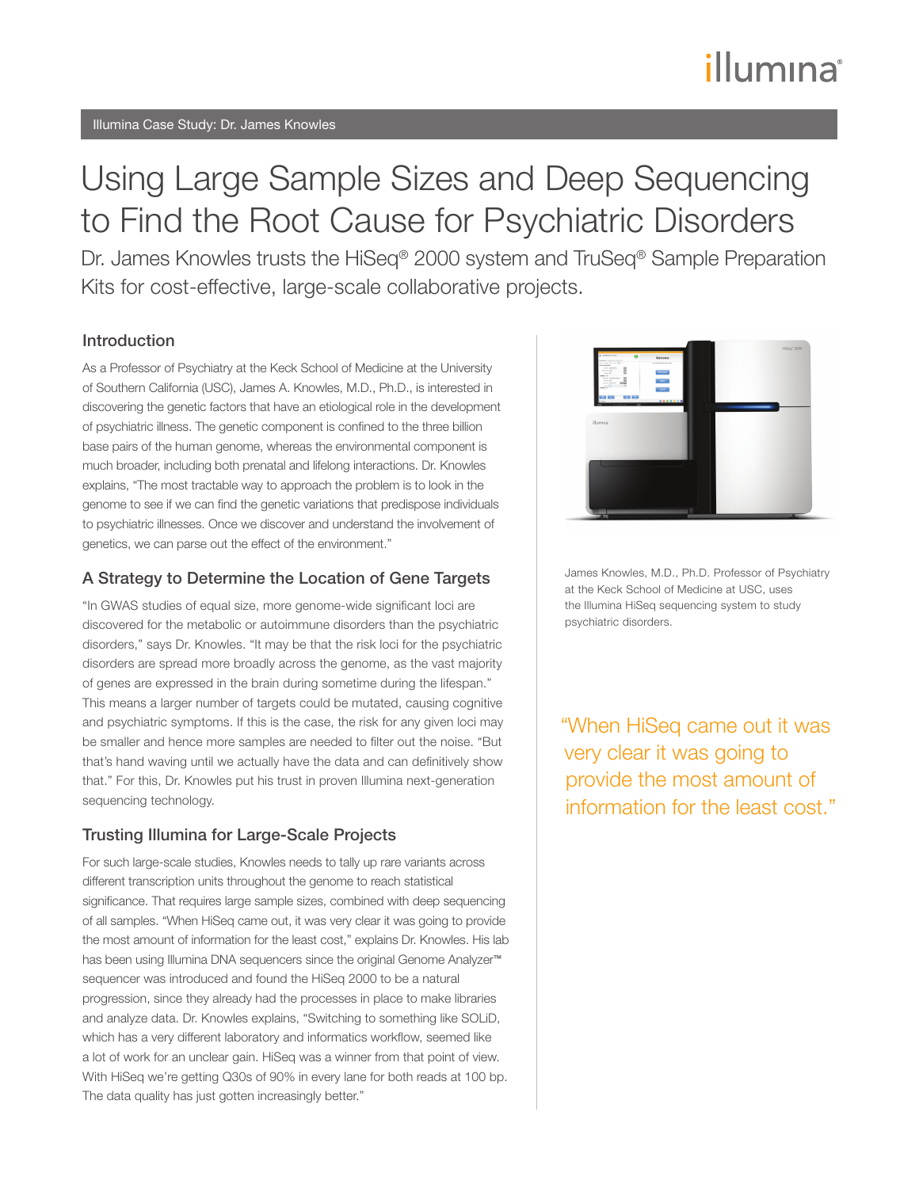Illumina Case Study: Dr. James Knowles

# Using Large Sample Sizes and Deep Sequencing to Find the Root Cause for Psychiatric Disorders

Dr. James Knowles trusts the HiSeq® 2000 system and TruSeq® Sample Preparation Kits for cost-effective, large-scale collaborative projects.

## Introduction

As a Professor of Psychiatry at the Keck School of Medicine at the University of Southern California (USC), James A. Knowles, M.D., Ph.D., is interested in discovering the genetic factors that have an etiological role in the development of psychiatric illness. The genetic component is confined to the three billion base pairs of the human genome, whereas the environmental component is much broader, including both prenatal and lifelong interactions. Dr. Knowles explains, "The most tractable way to approach the problem is to look in the genome to see if we can find the genetic variations that predispose individuals to psychiatric illnesses. Once we discover and understand the involvement of genetics, we can parse out the effect of the environment."

## A Strategy to Determine the Location of Gene Targets

"In GWAS studies of equal size, more genome-wide significant loci are discovered for the metabolic or autoimmune disorders than the psychiatric disorders," says Dr. Knowles. "It may be that the risk loci for the psychiatric disorders are spread more broadly across the genome, as the vast majority of genes are expressed in the brain during sometime during the lifespan." This means a larger number of targets could be mutated, causing cognitive and psychiatric symptoms. If this is the case, the risk for any given loci may be smaller and hence more samples are needed to filter out the noise. "But that's hand waving until we actually have the data and can definitively show that." For this, Dr. Knowles put his trust in proven Illumina next-generation sequencing technology.

## Trusting Illumina for Large-Scale Projects

For such large-scale studies, Knowles needs to tally up rare variants across different transcription units throughout the genome to reach statistical significance. That requires large sample sizes, combined with deep sequencing of all samples. "When HiSeq came out, it was very clear it was going to provide the most amount of information for the least cost," explains Dr. Knowles. His lab has been using Illumina DNA sequencers since the original Genome Analyzer™ sequencer was introduced and found the HiSeq 2000 to be a natural progression, since they already had the processes in place to make libraries and analyze data. Dr. Knowles explains, "Switching to something like SOLiD, which has a very different laboratory and informatics workflow, seemed like a lot of work for an unclear gain. HiSeq was a winner from that point of view. With HiSeq we're getting Q30s of 90% in every lane for both reads at 100 bp. The data quality has just gotten increasingly better."

James Knowles, M.D., Ph.D. Professor of Psychiatry at the Keck School of Medicine at USC, uses the Illumina HiSeq sequencing system to study psychiatric disorders.

"When HiSeq came out it was very clear it was going to provide the most amount of information for the least cost."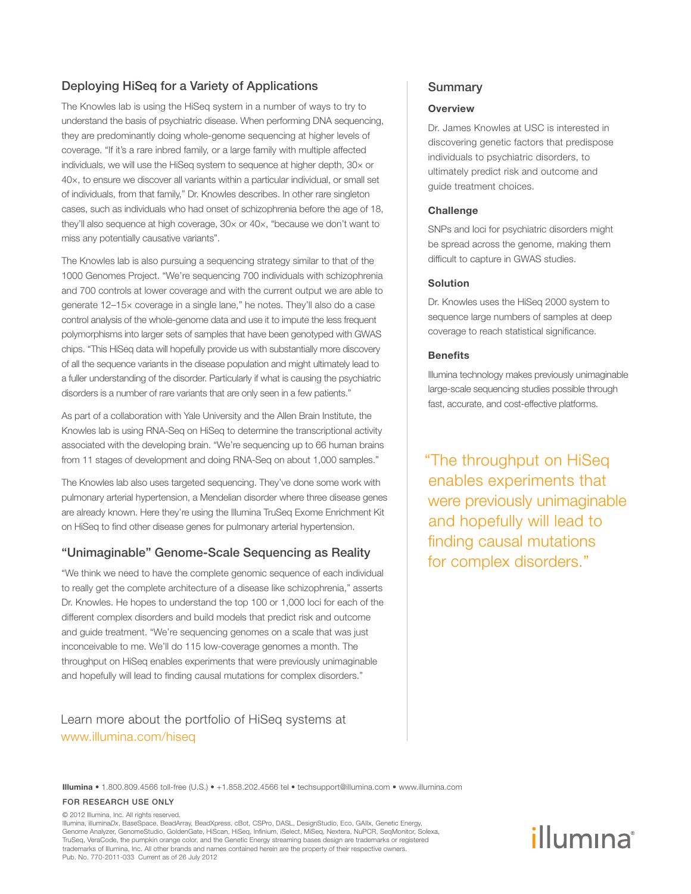## Deploying HiSeq for a Variety of Applications

The Knowles lab is using the HiSeq system in a number of ways to try to understand the basis of psychiatric disease. When performing DNA sequencing, they are predominantly doing whole-genome sequencing at higher levels of coverage. "If it's a rare inbred family, or a large family with multiple affected individuals, we will use the HiSeq system to sequence at higher depth, 30× or 40×, to ensure we discover all variants within a particular individual, or small set of individuals, from that family," Dr. Knowles describes. In other rare singleton cases, such as individuals who had onset of schizophrenia before the age of 18, they'll also sequence at high coverage, 30× or 40×, "because we don't want to miss any potentially causative variants".

The Knowles lab is also pursuing a sequencing strategy similar to that of the 1000 Genomes Project. "We're sequencing 700 individuals with schizophrenia and 700 controls at lower coverage and with the current output we are able to generate 12–15× coverage in a single lane," he notes. They'll also do a case control analysis of the whole-genome data and use it to impute the less frequent polymorphisms into larger sets of samples that have been genotyped with GWAS chips. "This HiSeq data will hopefully provide us with substantially more discovery of all the sequence variants in the disease population and might ultimately lead to a fuller understanding of the disorder. Particularly if what is causing the psychiatric disorders is a number of rare variants that are only seen in a few patients."

As part of a collaboration with Yale University and the Allen Brain Institute, the Knowles lab is using RNA-Seq on HiSeq to determine the transcriptional activity associated with the developing brain. "We're sequencing up to 66 human brains from 11 stages of development and doing RNA-Seq on about 1,000 samples."

The Knowles lab also uses targeted sequencing. They've done some work with pulmonary arterial hypertension, a Mendelian disorder where three disease genes are already known. Here they're using the Illumina TruSeq Exome Enrichment Kit on HiSeq to find other disease genes for pulmonary arterial hypertension.

## "Unimaginable" Genome-Scale Sequencing as Reality

"We think we need to have the complete genomic sequence of each individual to really get the complete architecture of a disease like schizophrenia," asserts Dr. Knowles. He hopes to understand the top 100 or 1,000 loci for each of the different complex disorders and build models that predict risk and outcome and guide treatment. "We're sequencing genomes on a scale that was just inconceivable to me. We'll do 115 low-coverage genomes a month. The throughput on HiSeq enables experiments that were previously unimaginable and hopefully will lead to finding causal mutations for complex disorders."

Learn more about the portfolio of HiSeq systems at www.illumina.com/hiseq

## Summary

### Overview

Dr. James Knowles at USC is interested in discovering genetic factors that predispose individuals to psychiatric disorders, to ultimately predict risk and outcome and guide treatment choices.

### Challenge

SNPs and loci for psychiatric disorders might be spread across the genome, making them difficult to capture in GWAS studies.

### Solution

Dr. Knowles uses the HiSeq 2000 system to sequence large numbers of samples at deep coverage to reach statistical significance.

### Benefits

Illumina technology makes previously unimaginable large-scale sequencing studies possible through fast, accurate, and cost-effective platforms.

"The throughput on HiSeq enables experiments that were previously unimaginable and hopefully will lead to finding causal mutations for complex disorders."

**Illumina** • 1.800.809.4566 toll-free (U.S.) • +1.858.202.4566 tel • techsupport@illumina.com • www.illumina.com

FOR RESEARCH USE ONLY

© 2012 Illumina, Inc. All rights reserved.
Illumina, illumina*Dx*, BaseSpace, BeadArray, BeadXpress, cBot, CSPro, DASL, DesignStudio, Eco, GAIIx, Genetic Energy, Genome Analyzer, GenomeStudio, GoldenGate, HiScan, HiSeq, Infinium, iSelect, MiSeq, Nextera, NuPCR, SeqMonitor, Solexa, TruSeq, VeraCode, the pumpkin orange color, and the Genetic Energy streaming bases design are trademarks or registered trademarks of Illumina, Inc. All other brands and names contained herein are the property of their respective owners.
Pub. No. 770-2011-033 Current as of 26 July 2012

illumina®